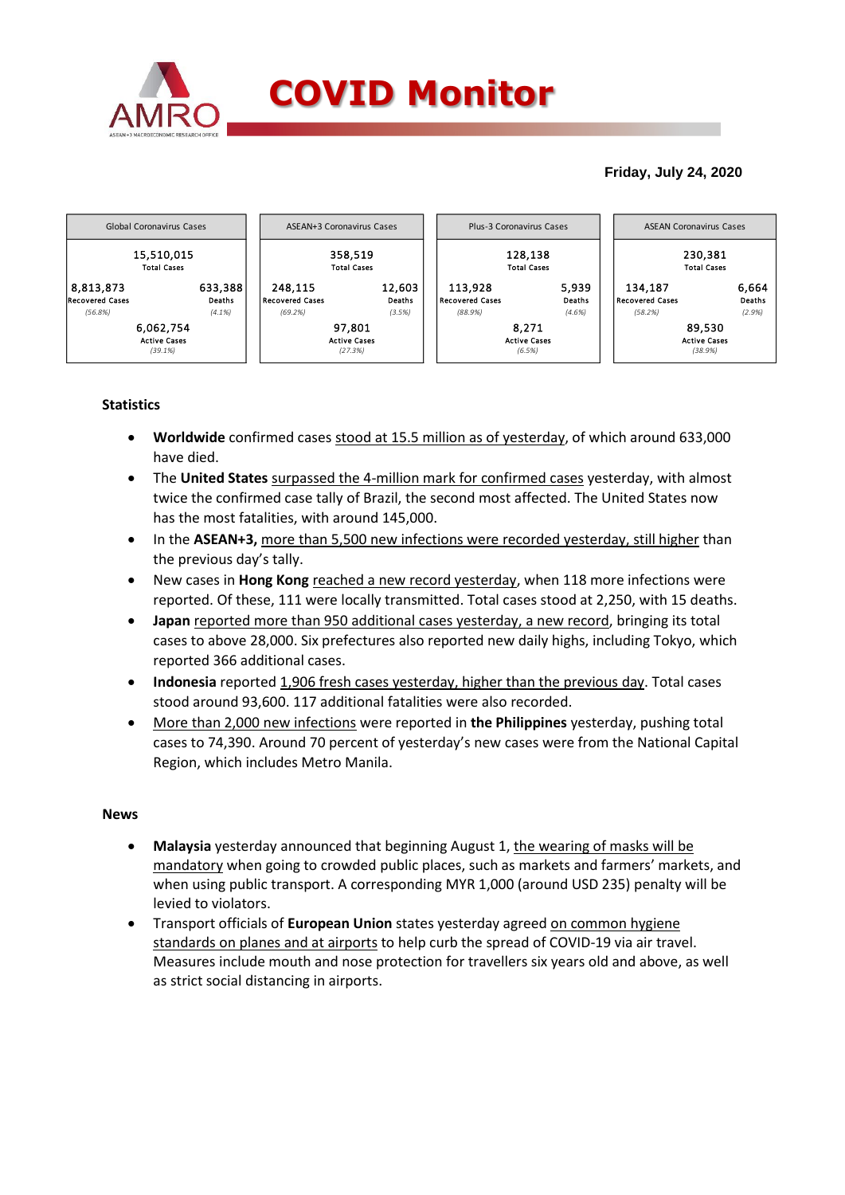# COVID Monitor

**Friday, July 24, 2020**

| Global Coronavirus Cases | ASEAN+3 Coronavirus Cases | Plus-3 Coronavirus Cases | ASEAN Coronavirus Cases |
|---|---|---|---|
| 15,510,015 Total Cases | 358,519 Total Cases | 128,138 Total Cases | 230,381 Total Cases |
| 8,813,873 Recovered Cases (56.8%) | 248,115 Recovered Cases (69.2%) | 113,928 Recovered Cases (88.9%) | 134,187 Recovered Cases (58.2%) |
| 633,388 Deaths (4.1%) | 12,603 Deaths (3.5%) | 5,939 Deaths (4.6%) | 6,664 Deaths (2.9%) |
| 6,062,754 Active Cases (39.1%) | 97,801 Active Cases (27.3%) | 8,271 Active Cases (6.5%) | 89,530 Active Cases (38.9%) |

## Statistics

- **Worldwide** confirmed cases stood at 15.5 million as of yesterday, of which around 633,000 have died.
- The **United States** surpassed the 4-million mark for confirmed cases yesterday, with almost twice the confirmed case tally of Brazil, the second most affected. The United States now has the most fatalities, with around 145,000.
- In the **ASEAN+3,** more than 5,500 new infections were recorded yesterday, still higher than the previous day's tally.
- New cases in **Hong Kong** reached a new record yesterday, when 118 more infections were reported. Of these, 111 were locally transmitted. Total cases stood at 2,250, with 15 deaths.
- **Japan** reported more than 950 additional cases yesterday, a new record, bringing its total cases to above 28,000. Six prefectures also reported new daily highs, including Tokyo, which reported 366 additional cases.
- **Indonesia** reported 1,906 fresh cases yesterday, higher than the previous day. Total cases stood around 93,600. 117 additional fatalities were also recorded.
- More than 2,000 new infections were reported in **the Philippines** yesterday, pushing total cases to 74,390. Around 70 percent of yesterday's new cases were from the National Capital Region, which includes Metro Manila.

## News

- **Malaysia** yesterday announced that beginning August 1, the wearing of masks will be mandatory when going to crowded public places, such as markets and farmers' markets, and when using public transport. A corresponding MYR 1,000 (around USD 235) penalty will be levied to violators.
- Transport officials of **European Union** states yesterday agreed on common hygiene standards on planes and at airports to help curb the spread of COVID-19 via air travel. Measures include mouth and nose protection for travellers six years old and above, as well as strict social distancing in airports.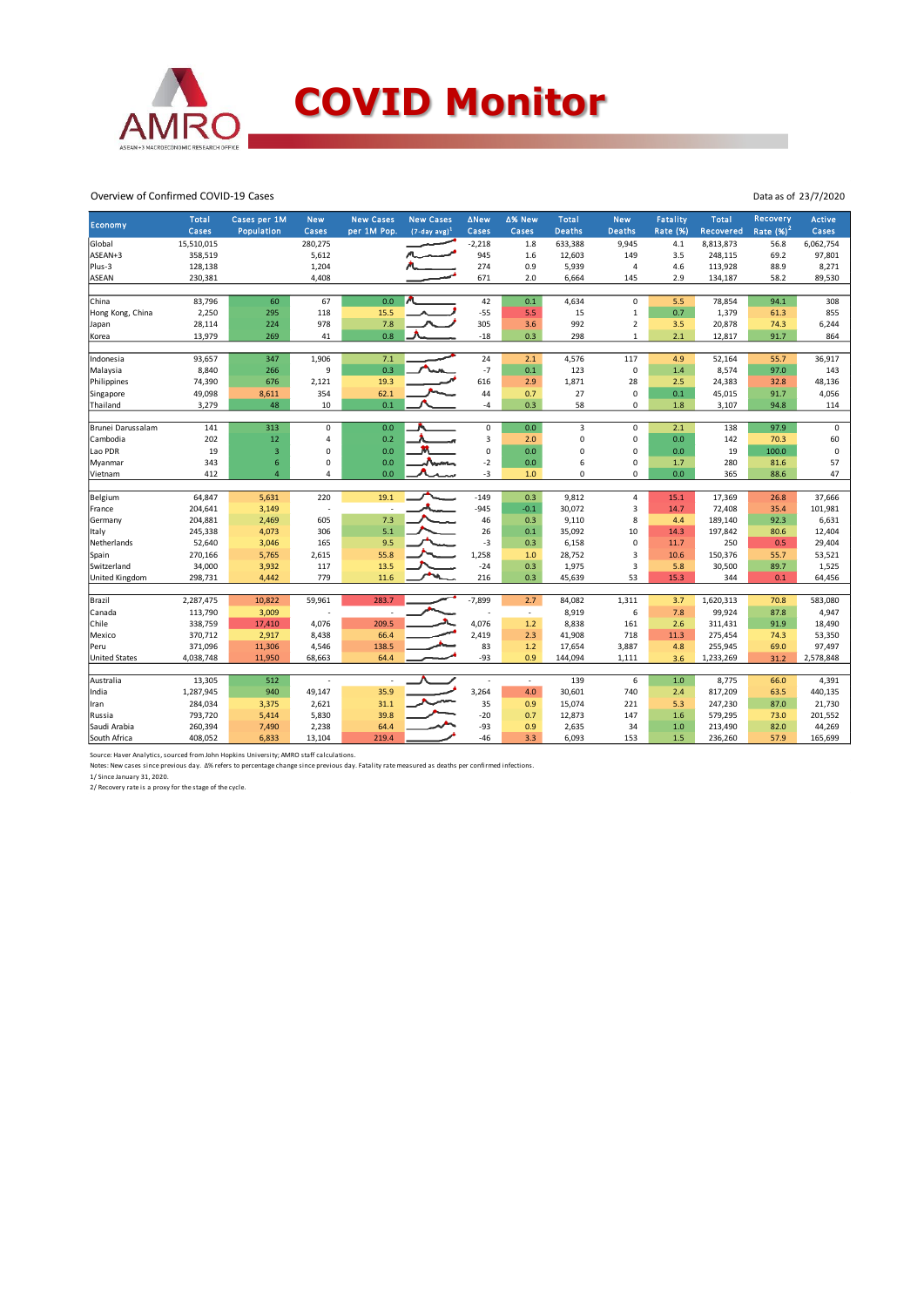# COVID Monitor

Overview of Confirmed COVID-19 Cases

Data as of 23/7/2020

| Economy | Total Cases | Cases per 1M Population | New Cases | New Cases per 1M Pop. | New Cases (7-day avg)[1] | ΔNew Cases | Δ% New Cases | Total Deaths | New Deaths | Fatality Rate (%) | Total Recovered | Recovery Rate (%)[2] | Active Cases |
|---|---|---|---|---|---|---|---|---|---|---|---|---|---|
| Global | 15,510,015 | | 280,275 | | | -2,218 | 1.8 | 633,388 | 9,945 | 4.1 | 8,813,873 | 56.8 | 6,062,754 |
| ASEAN+3 | 358,519 | | 5,612 | | | 945 | 1.6 | 12,603 | 149 | 3.5 | 248,115 | 69.2 | 97,801 |
| Plus-3 | 128,138 | | 1,204 | | | 274 | 0.9 | 5,939 | 4 | 4.6 | 113,928 | 88.9 | 8,271 |
| ASEAN | 230,381 | | 4,408 | | | 671 | 2.0 | 6,664 | 145 | 2.9 | 134,187 | 58.2 | 89,530 |
| | | | | | | | | | | | | | |
| China | 83,796 | 60 | 67 | 0.0 | | 42 | 0.1 | 4,634 | 0 | 5.5 | 78,854 | 94.1 | 308 |
| Hong Kong, China | 2,250 | 295 | 118 | 15.5 | | -55 | 5.5 | 15 | 1 | 0.7 | 1,379 | 61.3 | 855 |
| Japan | 28,114 | 224 | 978 | 7.8 | | 305 | 3.6 | 992 | 2 | 3.5 | 20,878 | 74.3 | 6,244 |
| Korea | 13,979 | 269 | 41 | 0.8 | | -18 | 0.3 | 298 | 1 | 2.1 | 12,817 | 91.7 | 864 |
| | | | | | | | | | | | | | |
| Indonesia | 93,657 | 347 | 1,906 | 7.1 | | 24 | 2.1 | 4,576 | 117 | 4.9 | 52,164 | 55.7 | 36,917 |
| Malaysia | 8,840 | 266 | 9 | 0.3 | | -7 | 0.1 | 123 | 0 | 1.4 | 8,574 | 97.0 | 143 |
| Philippines | 74,390 | 676 | 2,121 | 19.3 | | 616 | 2.9 | 1,871 | 28 | 2.5 | 24,383 | 32.8 | 48,136 |
| Singapore | 49,098 | 8,611 | 354 | 62.1 | | 44 | 0.7 | 27 | 0 | 0.1 | 45,015 | 91.7 | 4,056 |
| Thailand | 3,279 | 48 | 10 | 0.1 | | -4 | 0.3 | 58 | 0 | 1.8 | 3,107 | 94.8 | 114 |
| | | | | | | | | | | | | | |
| Brunei Darussalam | 141 | 313 | 0 | 0.0 | | 0 | 0.0 | 3 | 0 | 2.1 | 138 | 97.9 | 0 |
| Cambodia | 202 | 12 | 4 | 0.2 | | 3 | 2.0 | 0 | 0 | 0.0 | 142 | 70.3 | 60 |
| Lao PDR | 19 | 3 | 0 | 0.0 | | 0 | 0.0 | 0 | 0 | 0.0 | 19 | 100.0 | 0 |
| Myanmar | 343 | 6 | 0 | 0.0 | | -2 | 0.0 | 6 | 0 | 1.7 | 280 | 81.6 | 57 |
| Vietnam | 412 | 4 | 4 | 0.0 | | -3 | 1.0 | 0 | 0 | 0.0 | 365 | 88.6 | 47 |
| | | | | | | | | | | | | | |
| Belgium | 64,847 | 5,631 | 220 | 19.1 | | -149 | 0.3 | 9,812 | 4 | 15.1 | 17,369 | 26.8 | 37,666 |
| France | 204,641 | 3,149 | - | - | | -945 | -0.1 | 30,072 | 3 | 14.7 | 72,408 | 35.4 | 101,981 |
| Germany | 204,881 | 2,469 | 605 | 7.3 | | 46 | 0.3 | 9,110 | 8 | 4.4 | 189,140 | 92.3 | 6,631 |
| Italy | 245,338 | 4,073 | 306 | 5.1 | | 26 | 0.1 | 35,092 | 10 | 14.3 | 197,842 | 80.6 | 12,404 |
| Netherlands | 52,640 | 3,046 | 165 | 9.5 | | -3 | 0.3 | 6,158 | 0 | 11.7 | 250 | 0.5 | 29,404 |
| Spain | 270,166 | 5,765 | 2,615 | 55.8 | | 1,258 | 1.0 | 28,752 | 3 | 10.6 | 150,376 | 55.7 | 53,521 |
| Switzerland | 34,000 | 3,932 | 117 | 13.5 | | -24 | 0.3 | 1,975 | 3 | 5.8 | 30,500 | 89.7 | 1,525 |
| United Kingdom | 298,731 | 4,442 | 779 | 11.6 | | 216 | 0.3 | 45,639 | 53 | 15.3 | 344 | 0.1 | 64,456 |
| | | | | | | | | | | | | | |
| Brazil | 2,287,475 | 10,822 | 59,961 | 283.7 | | -7,899 | 2.7 | 84,082 | 1,311 | 3.7 | 1,620,313 | 70.8 | 583,080 |
| Canada | 113,790 | 3,009 | - | - | | - | - | 8,919 | 6 | 7.8 | 99,924 | 87.8 | 4,947 |
| Chile | 338,759 | 17,410 | 4,076 | 209.5 | | 4,076 | 1.2 | 8,838 | 161 | 2.6 | 311,431 | 91.9 | 18,490 |
| Mexico | 370,712 | 2,917 | 8,438 | 66.4 | | 2,419 | 2.3 | 41,908 | 718 | 11.3 | 275,454 | 74.3 | 53,350 |
| Peru | 371,096 | 11,306 | 4,546 | 138.5 | | 83 | 1.2 | 17,654 | 3,887 | 4.8 | 255,945 | 69.0 | 97,497 |
| United States | 4,038,748 | 11,950 | 68,663 | 64.4 | | -93 | 0.9 | 144,094 | 1,111 | 3.6 | 1,233,269 | 31.2 | 2,578,848 |
| | | | | | | | | | | | | | |
| Australia | 13,305 | 512 | - | - | | - | - | 139 | 6 | 1.0 | 8,775 | 66.0 | 4,391 |
| India | 1,287,945 | 940 | 49,147 | 35.9 | | 3,264 | 4.0 | 30,601 | 740 | 2.4 | 817,209 | 63.5 | 440,135 |
| Iran | 284,034 | 3,375 | 2,621 | 31.1 | | 35 | 0.9 | 15,074 | 221 | 5.3 | 247,230 | 87.0 | 21,730 |
| Russia | 793,720 | 5,414 | 5,830 | 39.8 | | -20 | 0.7 | 12,873 | 147 | 1.6 | 579,295 | 73.0 | 201,552 |
| Saudi Arabia | 260,394 | 7,490 | 2,238 | 64.4 | | -93 | 0.9 | 2,635 | 34 | 1.0 | 213,490 | 82.0 | 44,269 |
| South Africa | 408,052 | 6,833 | 13,104 | 219.4 | | -46 | 3.3 | 6,093 | 153 | 1.5 | 236,260 | 57.9 | 165,699 |

Source: Haver Analytics, sourced from John Hopkins University; AMRO staff calculations.

Notes: New cases since previous day. Δ% refers to percentage change since previous day. Fatality rate measured as deaths per confirmed infections.

1/ Since January 31, 2020.

2/ Recovery rate is a proxy for the stage of the cycle.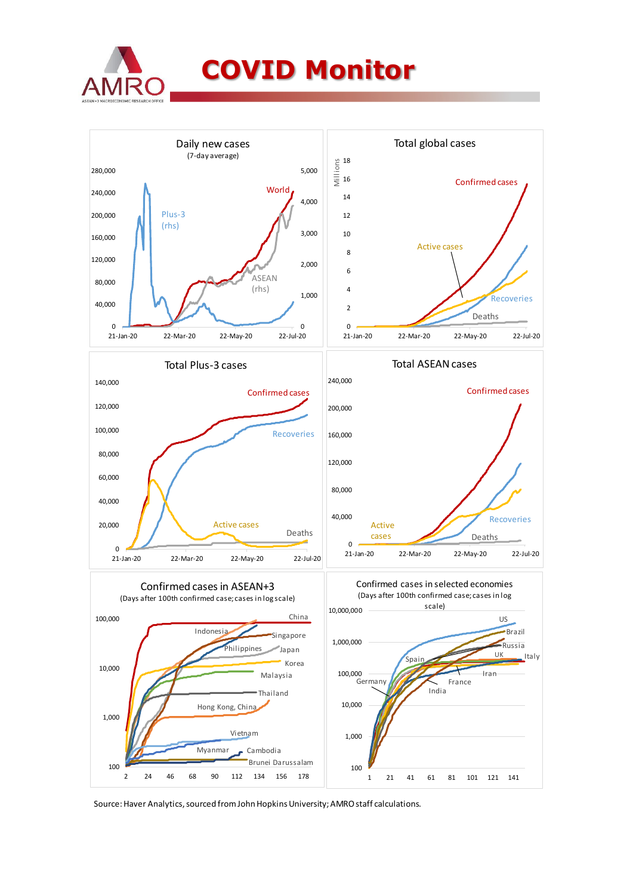# COVID Monitor

AMRO
ASEAN+3 MACROECONOMIC RESEARCH OFFICE

Daily new cases
(7-day average)

280,000
240,000
200,000
160,000
120,000
80,000
40,000
0

5,000
4,000
3,000
2,000
1,000
0

World
Plus-3 (rhs)
ASEAN (rhs)

21-Jan-20 22-Mar-20 22-May-20 22-Jul-20

Total global cases

Millions
18
16
14
12
10
8
6
4
2
0

Confirmed cases
Active cases
Recoveries
Deaths

21-Jan-20 22-Mar-20 22-May-20 22-Jul-20

Total Plus-3 cases

140,000
120,000
100,000
80,000
60,000
40,000
20,000
0

Confirmed cases
Recoveries
Active cases
Deaths

21-Jan-20 22-Mar-20 22-May-20 22-Jul-20

Total ASEAN cases

240,000
200,000
160,000
120,000
80,000
40,000
0

Confirmed cases
Active cases
Recoveries
Deaths

21-Jan-20 22-Mar-20 22-May-20 22-Jul-20

Confirmed cases in ASEAN+3
(Days after 100th confirmed case; cases in log scale)

100,000
10,000
1,000
100

China
Indonesia
Singapore
Philippines
Japan
Korea
Malaysia
Thailand
Hong Kong, China
Vietnam
Myanmar
Cambodia
Brunei Darussalam

2 24 46 68 90 112 134 156 178

Confirmed cases in selected economies
(Days after 100th confirmed case; cases in log scale)

10,000,000
1,000,000
100,000
10,000
1,000
100

US
Brazil
Russia
Italy
UK
Spain
Iran
Germany
France
India

1 21 41 61 81 101 121 141

Source: Haver Analytics, sourced from John Hopkins University; AMRO staff calculations.